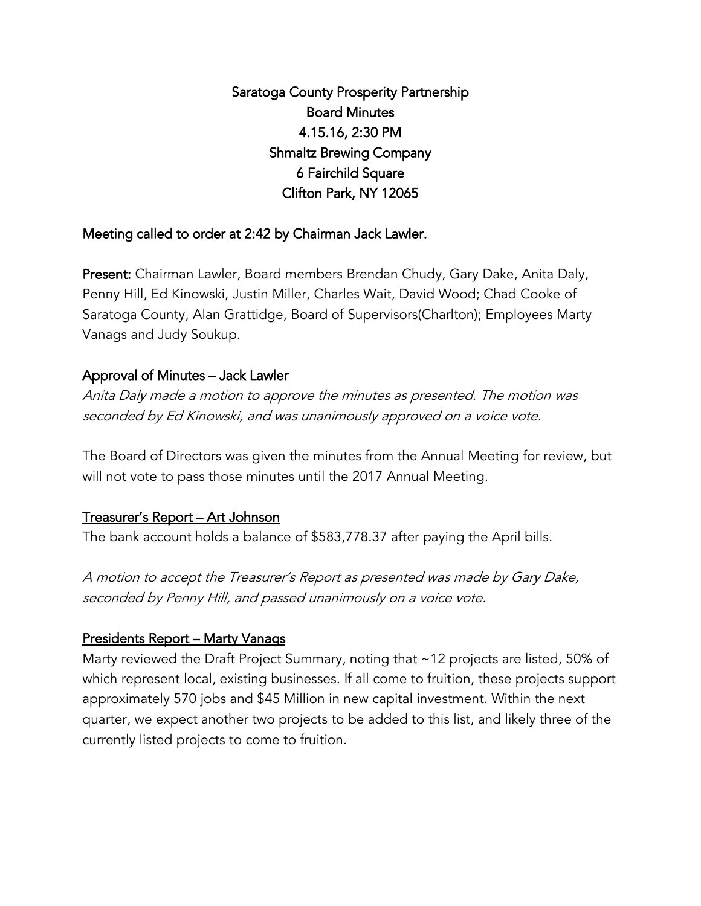# Saratoga County Prosperity Partnership

## Board Minutes

4.15.16, 2:30 PM

Shmaltz Brewing Company

6 Fairchild Square

Clifton Park, NY 12065

Meeting called to order at 2:42 by Chairman Jack Lawler.

**Present:** Chairman Lawler, Board members Brendan Chudy, Gary Dake, Anita Daly, Penny Hill, Ed Kinowski, Justin Miller, Charles Wait, David Wood; Chad Cooke of Saratoga County, Alan Grattidge, Board of Supervisors(Charlton); Employees Marty Vanags and Judy Soukup.

### Approval of Minutes – Jack Lawler

*Anita Daly made a motion to approve the minutes as presented. The motion was seconded by Ed Kinowski, and was unanimously approved on a voice vote.*

The Board of Directors was given the minutes from the Annual Meeting for review, but will not vote to pass those minutes until the 2017 Annual Meeting.

### Treasurer's Report – Art Johnson

The bank account holds a balance of $583,778.37 after paying the April bills.

*A motion to accept the Treasurer's Report as presented was made by Gary Dake, seconded by Penny Hill, and passed unanimously on a voice vote.*

### Presidents Report – Marty Vanags

Marty reviewed the Draft Project Summary, noting that ~12 projects are listed, 50% of which represent local, existing businesses. If all come to fruition, these projects support approximately 570 jobs and $45 Million in new capital investment. Within the next quarter, we expect another two projects to be added to this list, and likely three of the currently listed projects to come to fruition.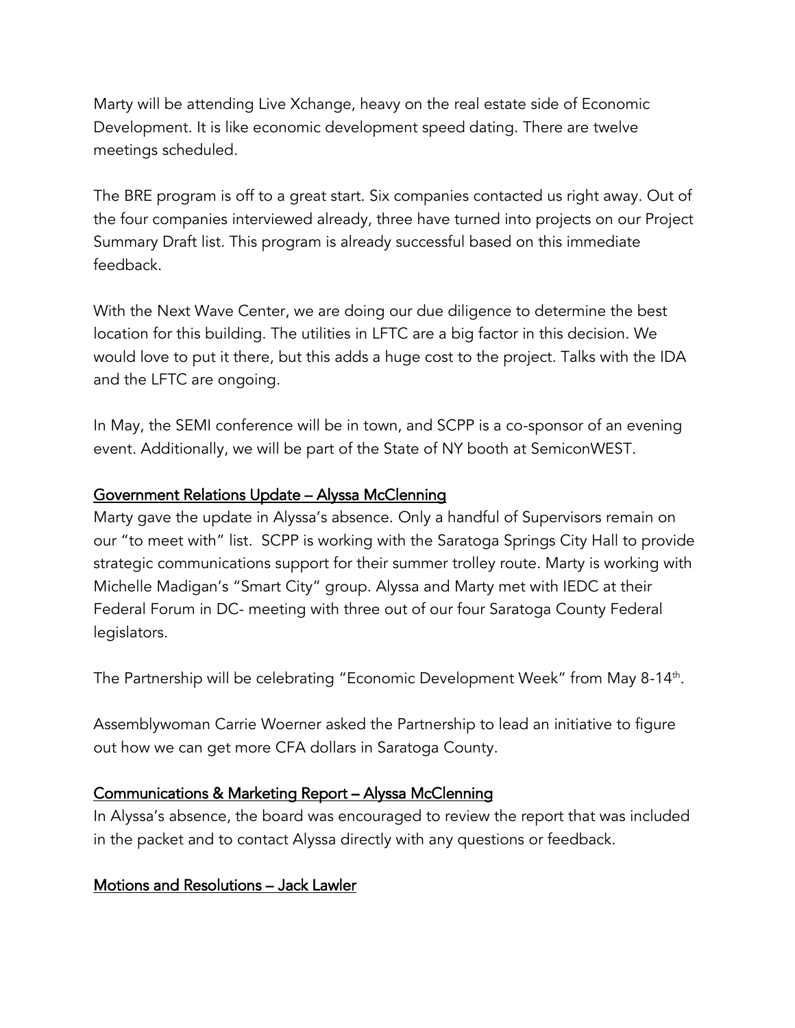Marty will be attending Live Xchange, heavy on the real estate side of Economic Development. It is like economic development speed dating. There are twelve meetings scheduled.

The BRE program is off to a great start. Six companies contacted us right away. Out of the four companies interviewed already, three have turned into projects on our Project Summary Draft list. This program is already successful based on this immediate feedback.

With the Next Wave Center, we are doing our due diligence to determine the best location for this building. The utilities in LFTC are a big factor in this decision. We would love to put it there, but this adds a huge cost to the project. Talks with the IDA and the LFTC are ongoing.

In May, the SEMI conference will be in town, and SCPP is a co-sponsor of an evening event. Additionally, we will be part of the State of NY booth at SemiconWEST.

## Government Relations Update – Alyssa McClenning

Marty gave the update in Alyssa's absence. Only a handful of Supervisors remain on our "to meet with" list. SCPP is working with the Saratoga Springs City Hall to provide strategic communications support for their summer trolley route. Marty is working with Michelle Madigan's "Smart City" group. Alyssa and Marty met with IEDC at their Federal Forum in DC- meeting with three out of our four Saratoga County Federal legislators.

The Partnership will be celebrating "Economic Development Week" from May 8-14th.

Assemblywoman Carrie Woerner asked the Partnership to lead an initiative to figure out how we can get more CFA dollars in Saratoga County.

## Communications & Marketing Report – Alyssa McClenning

In Alyssa's absence, the board was encouraged to review the report that was included in the packet and to contact Alyssa directly with any questions or feedback.

## Motions and Resolutions – Jack Lawler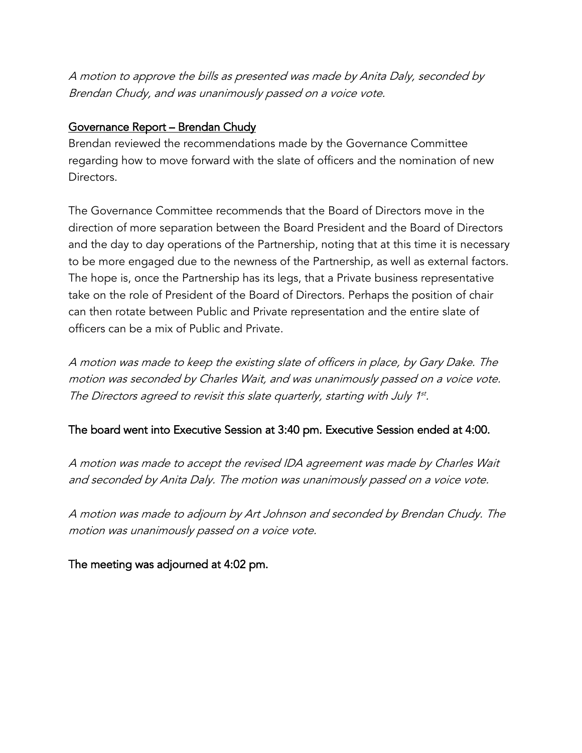*A motion to approve the bills as presented was made by Anita Daly, seconded by Brendan Chudy, and was unanimously passed on a voice vote.*

## Governance Report – Brendan Chudy

Brendan reviewed the recommendations made by the Governance Committee regarding how to move forward with the slate of officers and the nomination of new Directors.

The Governance Committee recommends that the Board of Directors move in the direction of more separation between the Board President and the Board of Directors and the day to day operations of the Partnership, noting that at this time it is necessary to be more engaged due to the newness of the Partnership, as well as external factors. The hope is, once the Partnership has its legs, that a Private business representative take on the role of President of the Board of Directors. Perhaps the position of chair can then rotate between Public and Private representation and the entire slate of officers can be a mix of Public and Private.

*A motion was made to keep the existing slate of officers in place, by Gary Dake. The motion was seconded by Charles Wait, and was unanimously passed on a voice vote. The Directors agreed to revisit this slate quarterly, starting with July 1st.*

**The board went into Executive Session at 3:40 pm. Executive Session ended at 4:00.**

*A motion was made to accept the revised IDA agreement was made by Charles Wait and seconded by Anita Daly. The motion was unanimously passed on a voice vote.*

*A motion was made to adjourn by Art Johnson and seconded by Brendan Chudy. The motion was unanimously passed on a voice vote.*

**The meeting was adjourned at 4:02 pm.**